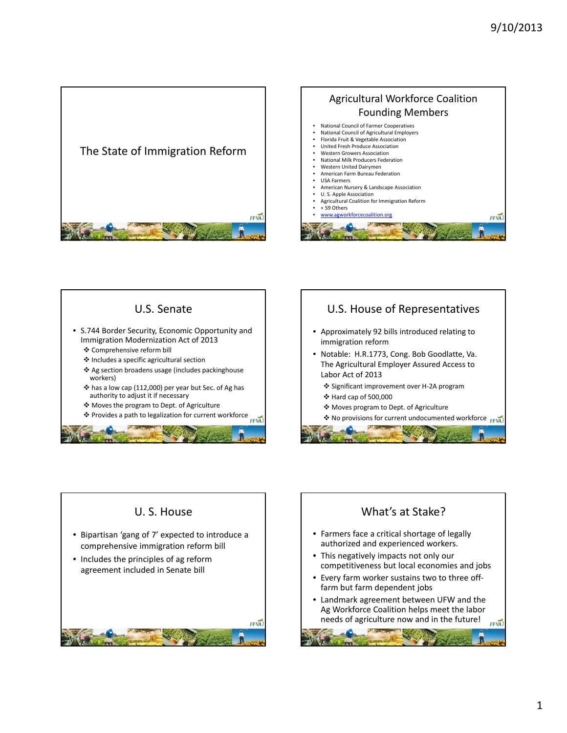# The State of Immigration Reform

## Agricultural Workforce Coalition Founding Members

- National Council of Farmer Cooperatives
- National Council of Agricultural Employers
- Florida Fruit & Vegetable Association
- United Fresh Produce Association
- Western Growers Association
- National Milk Producers Federation
- Western United Dairymen
- American Farm Bureau Federation
- USA Farmers
- American Nursery & Landscape Association
- U. S. Apple Association
- Agricultural Coalition for Immigration Reform
- + 59 Others
- www.agworkforcecoalition.org

## U.S. Senate

- S.744 Border Security, Economic Opportunity and Immigration Modernization Act of 2013
  - ❖ Comprehensive reform bill
  - ❖ Includes a specific agricultural section
  - ❖ Ag section broadens usage (includes packinghouse workers)
  - ❖ has a low cap (112,000) per year but Sec. of Ag has authority to adjust it if necessary
  - ❖ Moves the program to Dept. of Agriculture
  - ❖ Provides a path to legalization for current workforce

## U.S. House of Representatives

- Approximately 92 bills introduced relating to immigration reform
- Notable: H.R.1773, Cong. Bob Goodlatte, Va. The Agricultural Employer Assured Access to Labor Act of 2013
  - ❖ Significant improvement over H-2A program
  - ❖ Hard cap of 500,000
  - ❖ Moves program to Dept. of Agriculture
  - ❖ No provisions for current undocumented workforce

## U. S. House

- Bipartisan 'gang of 7' expected to introduce a comprehensive immigration reform bill
- Includes the principles of ag reform agreement included in Senate bill

## What's at Stake?

- Farmers face a critical shortage of legally authorized and experienced workers.
- This negatively impacts not only our competitiveness but local economies and jobs
- Every farm worker sustains two to three off-farm but farm dependent jobs
- Landmark agreement between UFW and the Ag Workforce Coalition helps meet the labor needs of agriculture now and in the future!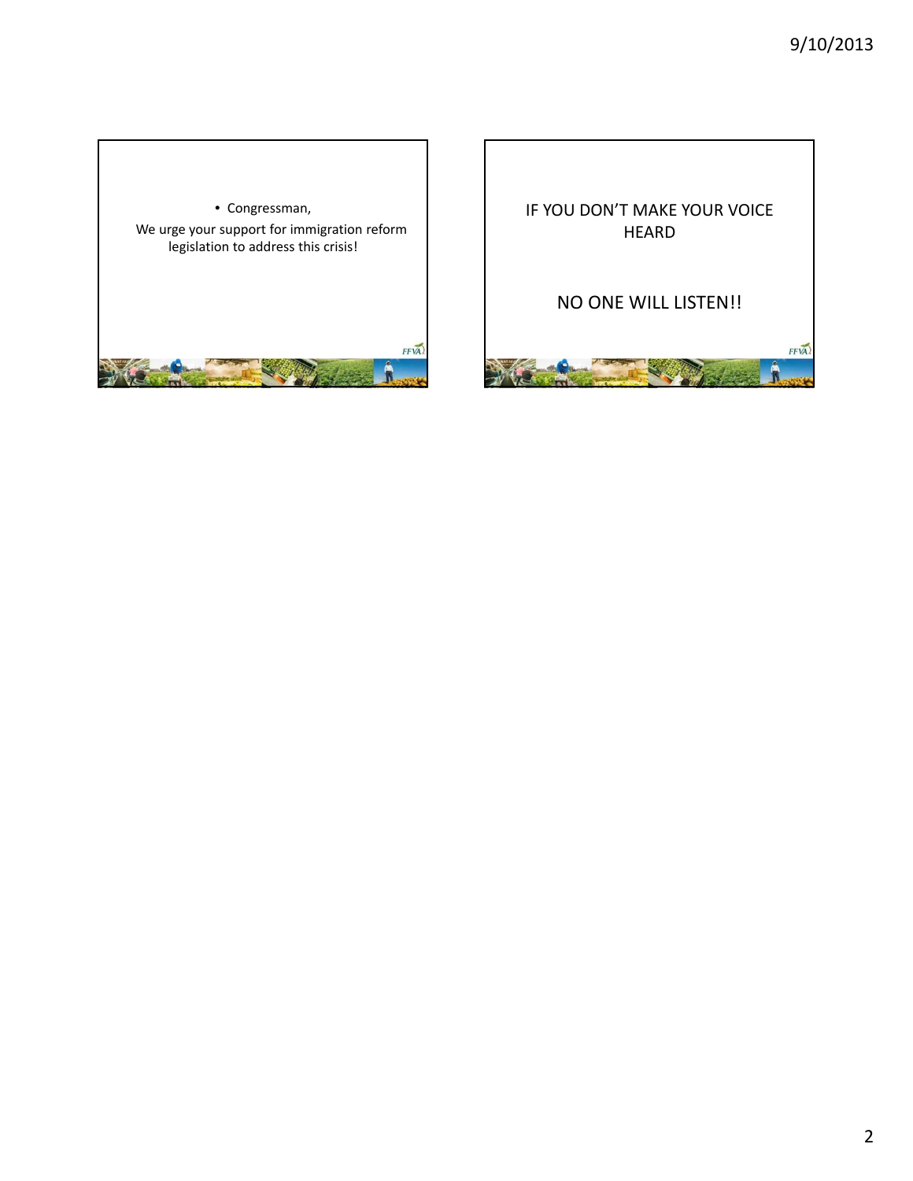- Congressman,

We urge your support for immigration reform legislation to address this crisis!

FFVA

IF YOU DON'T MAKE YOUR VOICE HEARD

NO ONE WILL LISTEN!!

FFVA